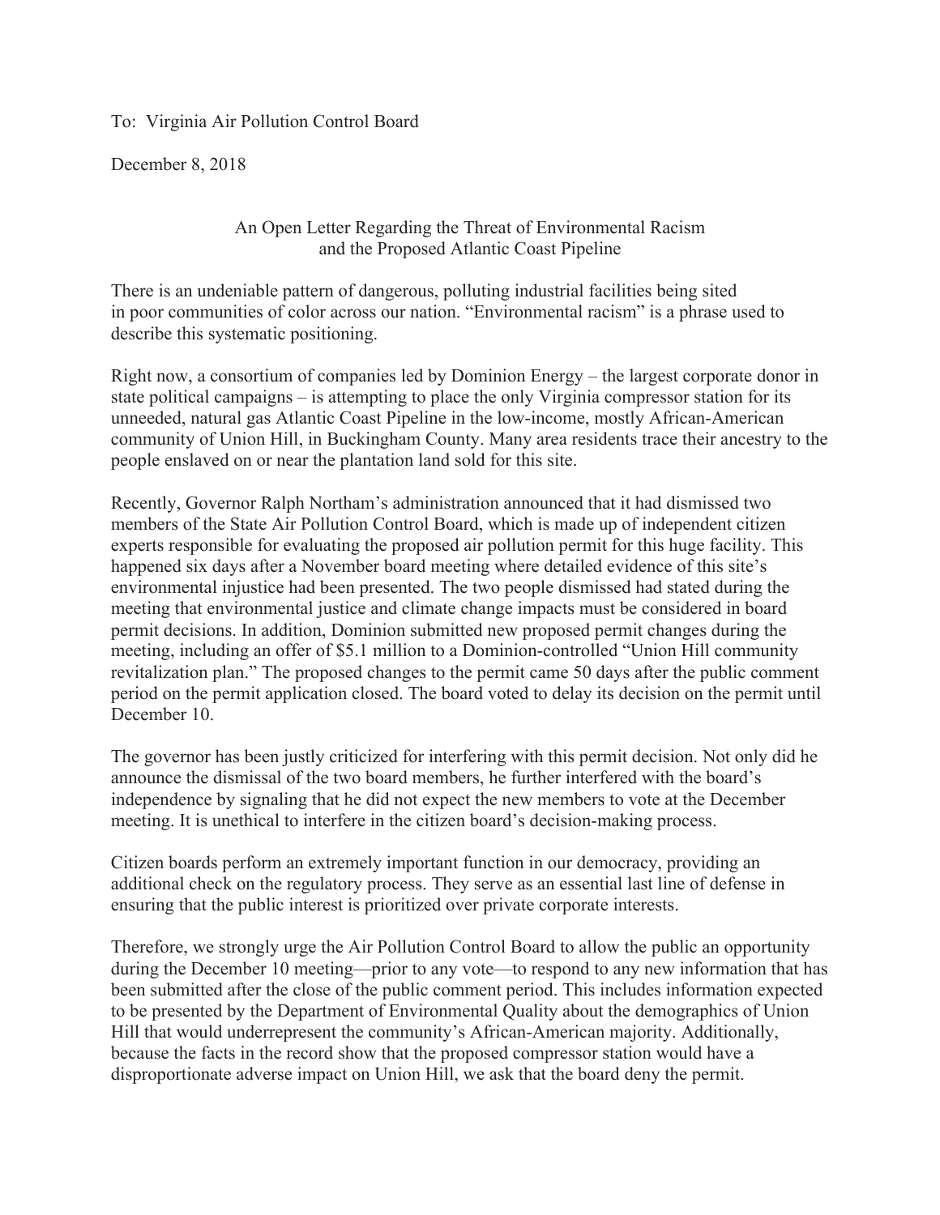To: Virginia Air Pollution Control Board

December 8, 2018

## An Open Letter Regarding the Threat of Environmental Racism and the Proposed Atlantic Coast Pipeline

There is an undeniable pattern of dangerous, polluting industrial facilities being sited in poor communities of color across our nation. "Environmental racism" is a phrase used to describe this systematic positioning.

Right now, a consortium of companies led by Dominion Energy – the largest corporate donor in state political campaigns – is attempting to place the only Virginia compressor station for its unneeded, natural gas Atlantic Coast Pipeline in the low-income, mostly African-American community of Union Hill, in Buckingham County. Many area residents trace their ancestry to the people enslaved on or near the plantation land sold for this site.

Recently, Governor Ralph Northam's administration announced that it had dismissed two members of the State Air Pollution Control Board, which is made up of independent citizen experts responsible for evaluating the proposed air pollution permit for this huge facility. This happened six days after a November board meeting where detailed evidence of this site's environmental injustice had been presented. The two people dismissed had stated during the meeting that environmental justice and climate change impacts must be considered in board permit decisions. In addition, Dominion submitted new proposed permit changes during the meeting, including an offer of $5.1 million to a Dominion-controlled "Union Hill community revitalization plan." The proposed changes to the permit came 50 days after the public comment period on the permit application closed. The board voted to delay its decision on the permit until December 10.

The governor has been justly criticized for interfering with this permit decision. Not only did he announce the dismissal of the two board members, he further interfered with the board's independence by signaling that he did not expect the new members to vote at the December meeting. It is unethical to interfere in the citizen board's decision-making process.

Citizen boards perform an extremely important function in our democracy, providing an additional check on the regulatory process. They serve as an essential last line of defense in ensuring that the public interest is prioritized over private corporate interests.

Therefore, we strongly urge the Air Pollution Control Board to allow the public an opportunity during the December 10 meeting—prior to any vote—to respond to any new information that has been submitted after the close of the public comment period. This includes information expected to be presented by the Department of Environmental Quality about the demographics of Union Hill that would underrepresent the community's African-American majority. Additionally, because the facts in the record show that the proposed compressor station would have a disproportionate adverse impact on Union Hill, we ask that the board deny the permit.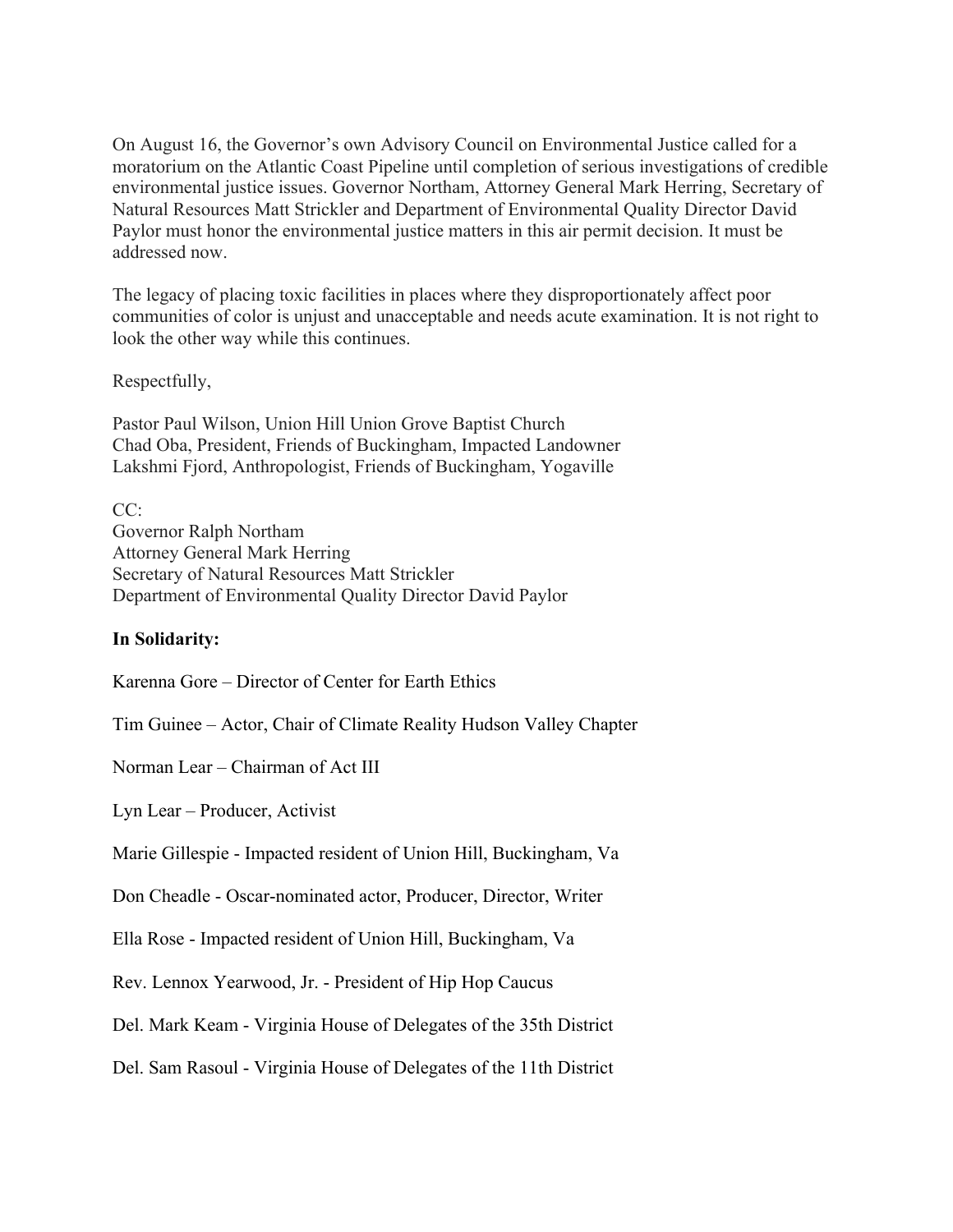On August 16, the Governor's own Advisory Council on Environmental Justice called for a moratorium on the Atlantic Coast Pipeline until completion of serious investigations of credible environmental justice issues. Governor Northam, Attorney General Mark Herring, Secretary of Natural Resources Matt Strickler and Department of Environmental Quality Director David Paylor must honor the environmental justice matters in this air permit decision. It must be addressed now.

The legacy of placing toxic facilities in places where they disproportionately affect poor communities of color is unjust and unacceptable and needs acute examination. It is not right to look the other way while this continues.

Respectfully,

Pastor Paul Wilson, Union Hill Union Grove Baptist Church
Chad Oba, President, Friends of Buckingham, Impacted Landowner
Lakshmi Fjord, Anthropologist, Friends of Buckingham, Yogaville

CC:
Governor Ralph Northam
Attorney General Mark Herring
Secretary of Natural Resources Matt Strickler
Department of Environmental Quality Director David Paylor

**In Solidarity:**

Karenna Gore – Director of Center for Earth Ethics

Tim Guinee – Actor, Chair of Climate Reality Hudson Valley Chapter

Norman Lear – Chairman of Act III

Lyn Lear – Producer, Activist

Marie Gillespie - Impacted resident of Union Hill, Buckingham, Va

Don Cheadle - Oscar-nominated actor, Producer, Director, Writer

Ella Rose - Impacted resident of Union Hill, Buckingham, Va

Rev. Lennox Yearwood, Jr. - President of Hip Hop Caucus

Del. Mark Keam - Virginia House of Delegates of the 35th District

Del. Sam Rasoul - Virginia House of Delegates of the 11th District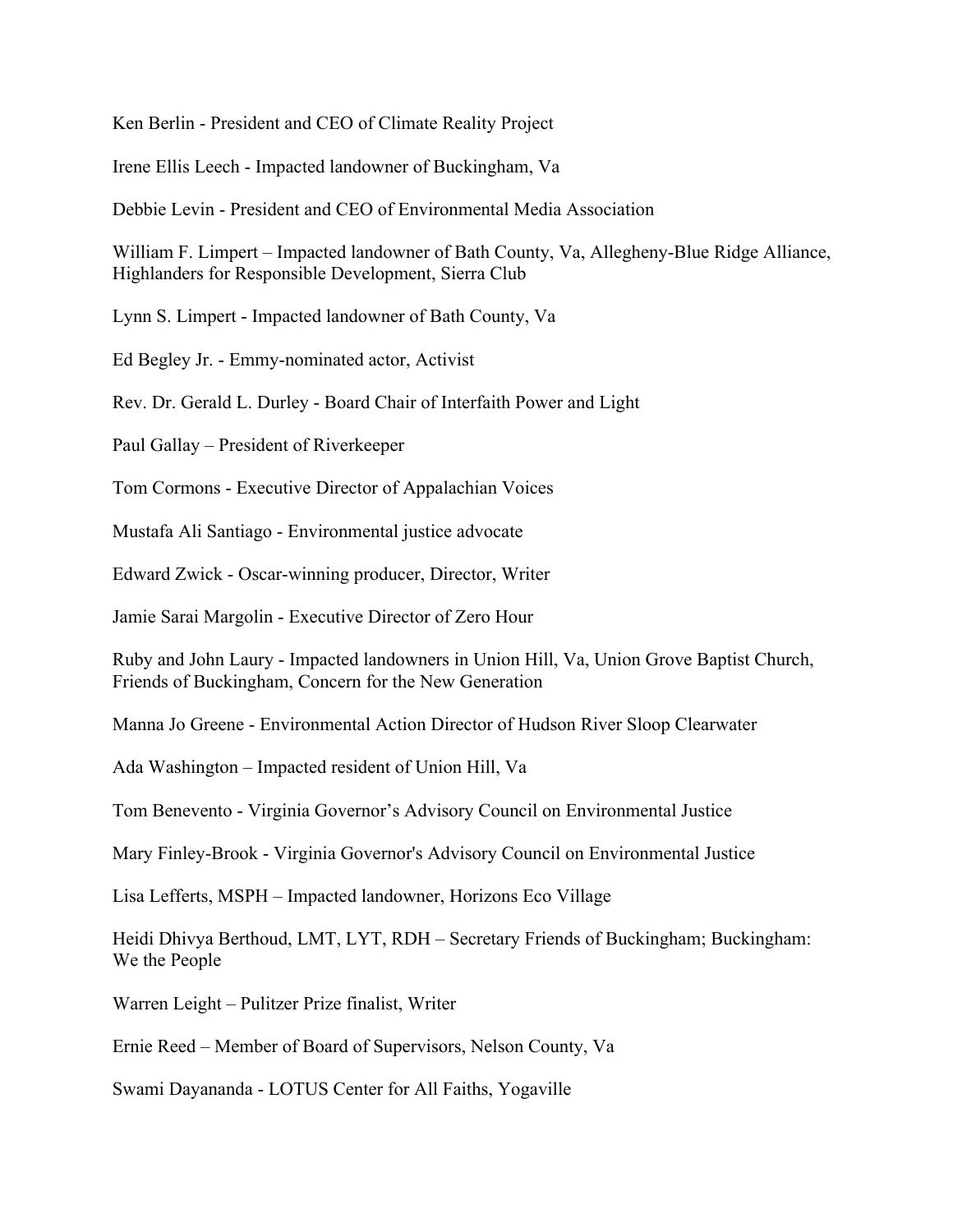Ken Berlin - President and CEO of Climate Reality Project

Irene Ellis Leech - Impacted landowner of Buckingham, Va

Debbie Levin - President and CEO of Environmental Media Association

William F. Limpert – Impacted landowner of Bath County, Va, Allegheny-Blue Ridge Alliance, Highlanders for Responsible Development, Sierra Club

Lynn S. Limpert - Impacted landowner of Bath County, Va

Ed Begley Jr. - Emmy-nominated actor, Activist

Rev. Dr. Gerald L. Durley - Board Chair of Interfaith Power and Light

Paul Gallay – President of Riverkeeper

Tom Cormons - Executive Director of Appalachian Voices

Mustafa Ali Santiago - Environmental justice advocate

Edward Zwick - Oscar-winning producer, Director, Writer

Jamie Sarai Margolin - Executive Director of Zero Hour

Ruby and John Laury - Impacted landowners in Union Hill, Va, Union Grove Baptist Church, Friends of Buckingham, Concern for the New Generation

Manna Jo Greene - Environmental Action Director of Hudson River Sloop Clearwater

Ada Washington – Impacted resident of Union Hill, Va

Tom Benevento - Virginia Governor's Advisory Council on Environmental Justice

Mary Finley-Brook - Virginia Governor's Advisory Council on Environmental Justice

Lisa Lefferts, MSPH – Impacted landowner, Horizons Eco Village

Heidi Dhivya Berthoud, LMT, LYT, RDH – Secretary Friends of Buckingham; Buckingham: We the People

Warren Leight – Pulitzer Prize finalist, Writer

Ernie Reed – Member of Board of Supervisors, Nelson County, Va

Swami Dayananda - LOTUS Center for All Faiths, Yogaville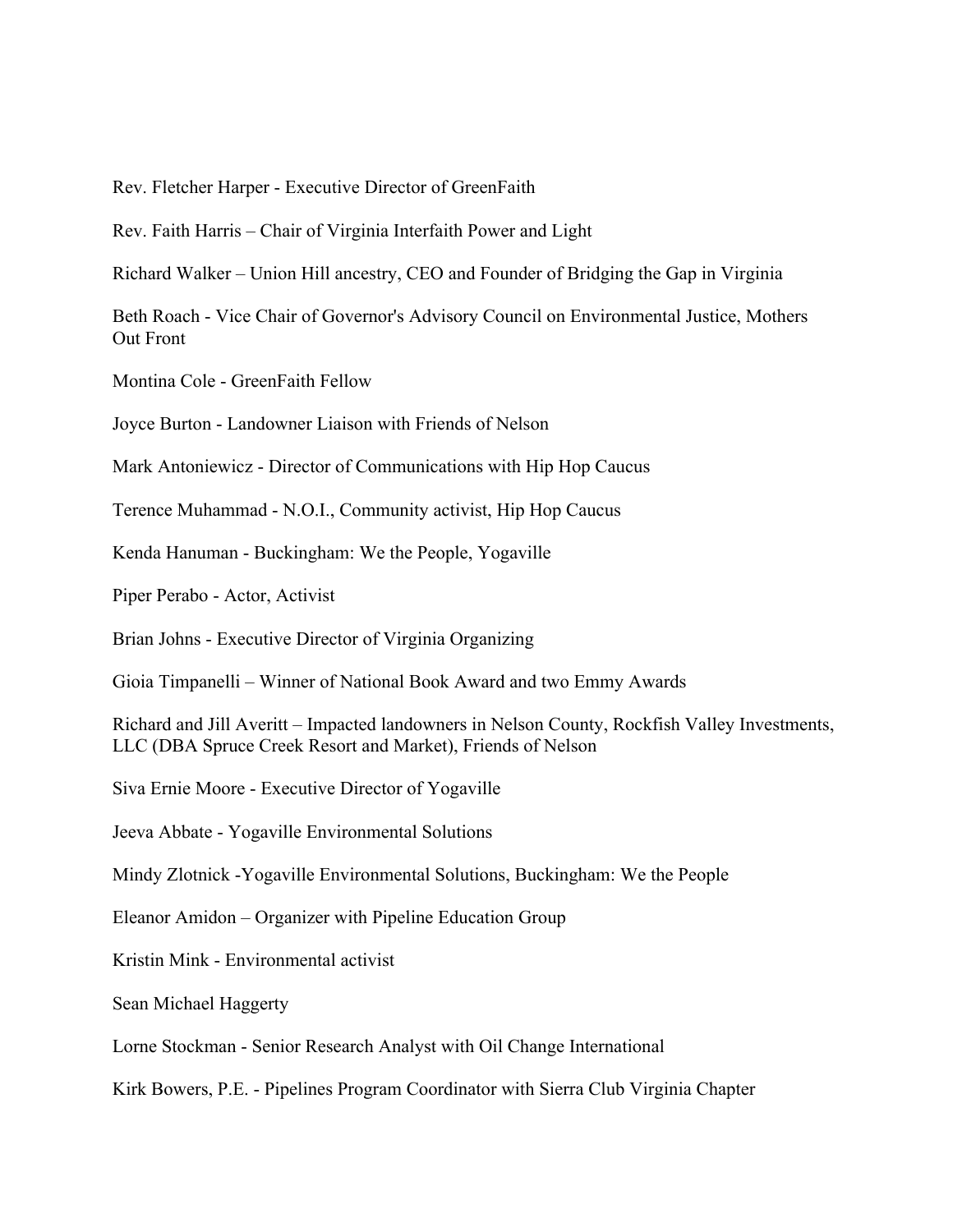Rev. Fletcher Harper - Executive Director of GreenFaith

Rev. Faith Harris – Chair of Virginia Interfaith Power and Light

Richard Walker – Union Hill ancestry, CEO and Founder of Bridging the Gap in Virginia

Beth Roach - Vice Chair of Governor's Advisory Council on Environmental Justice, Mothers Out Front

Montina Cole - GreenFaith Fellow

Joyce Burton - Landowner Liaison with Friends of Nelson

Mark Antoniewicz - Director of Communications with Hip Hop Caucus

Terence Muhammad - N.O.I., Community activist, Hip Hop Caucus

Kenda Hanuman - Buckingham: We the People, Yogaville

Piper Perabo - Actor, Activist

Brian Johns - Executive Director of Virginia Organizing

Gioia Timpanelli – Winner of National Book Award and two Emmy Awards

Richard and Jill Averitt – Impacted landowners in Nelson County, Rockfish Valley Investments, LLC (DBA Spruce Creek Resort and Market), Friends of Nelson

Siva Ernie Moore - Executive Director of Yogaville

Jeeva Abbate - Yogaville Environmental Solutions

Mindy Zlotnick -Yogaville Environmental Solutions, Buckingham: We the People

Eleanor Amidon – Organizer with Pipeline Education Group

Kristin Mink - Environmental activist

Sean Michael Haggerty

Lorne Stockman - Senior Research Analyst with Oil Change International

Kirk Bowers, P.E. - Pipelines Program Coordinator with Sierra Club Virginia Chapter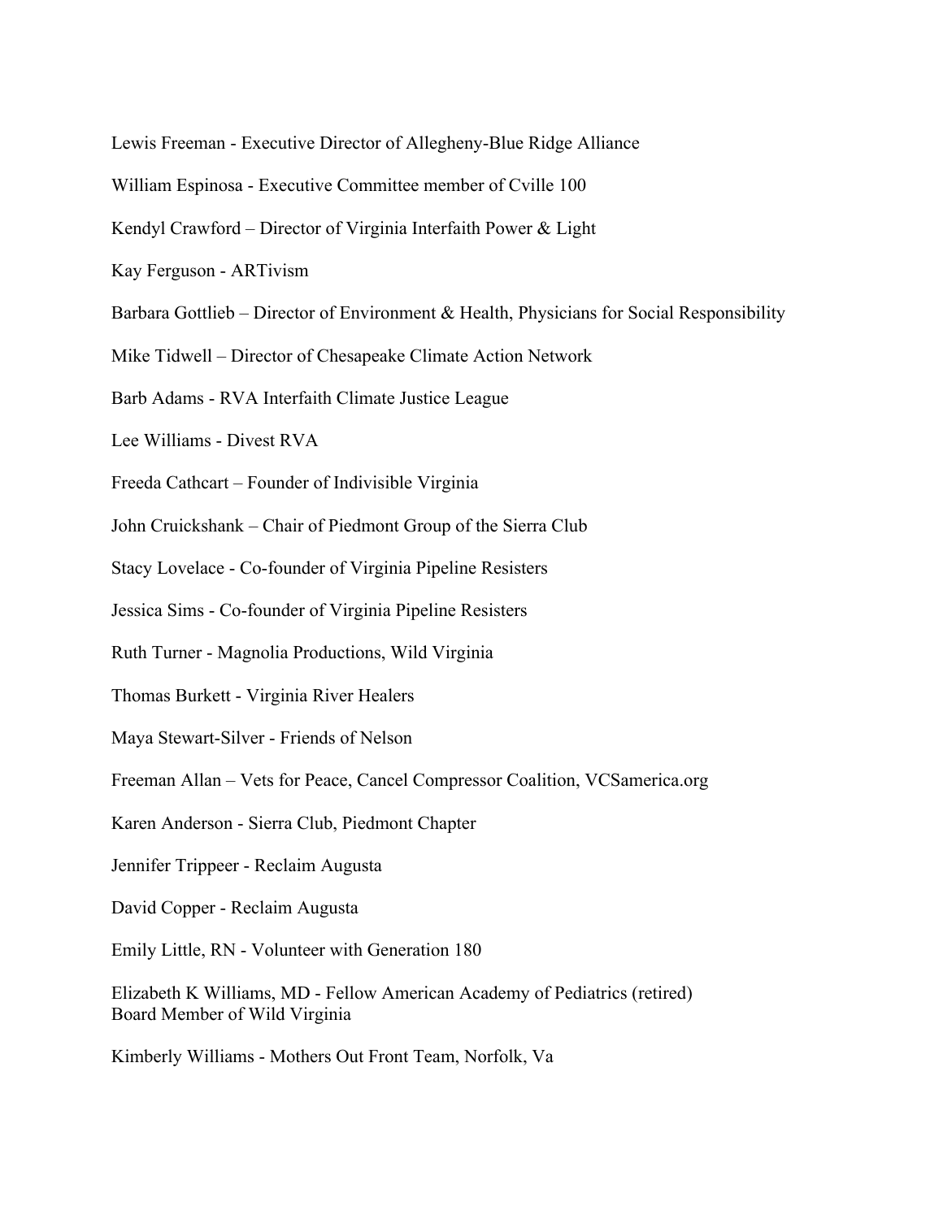Lewis Freeman - Executive Director of Allegheny-Blue Ridge Alliance

William Espinosa - Executive Committee member of Cville 100

Kendyl Crawford – Director of Virginia Interfaith Power & Light

Kay Ferguson - ARTivism

Barbara Gottlieb – Director of Environment & Health, Physicians for Social Responsibility

Mike Tidwell – Director of Chesapeake Climate Action Network

Barb Adams - RVA Interfaith Climate Justice League

Lee Williams - Divest RVA

Freeda Cathcart – Founder of Indivisible Virginia

John Cruickshank – Chair of Piedmont Group of the Sierra Club

Stacy Lovelace - Co-founder of Virginia Pipeline Resisters

Jessica Sims - Co-founder of Virginia Pipeline Resisters

Ruth Turner - Magnolia Productions, Wild Virginia

Thomas Burkett - Virginia River Healers

Maya Stewart-Silver - Friends of Nelson

Freeman Allan – Vets for Peace, Cancel Compressor Coalition, VCSamerica.org

Karen Anderson - Sierra Club, Piedmont Chapter

Jennifer Trippeer - Reclaim Augusta

David Copper - Reclaim Augusta

Emily Little, RN - Volunteer with Generation 180

Elizabeth K Williams, MD - Fellow American Academy of Pediatrics (retired)
Board Member of Wild Virginia

Kimberly Williams - Mothers Out Front Team, Norfolk, Va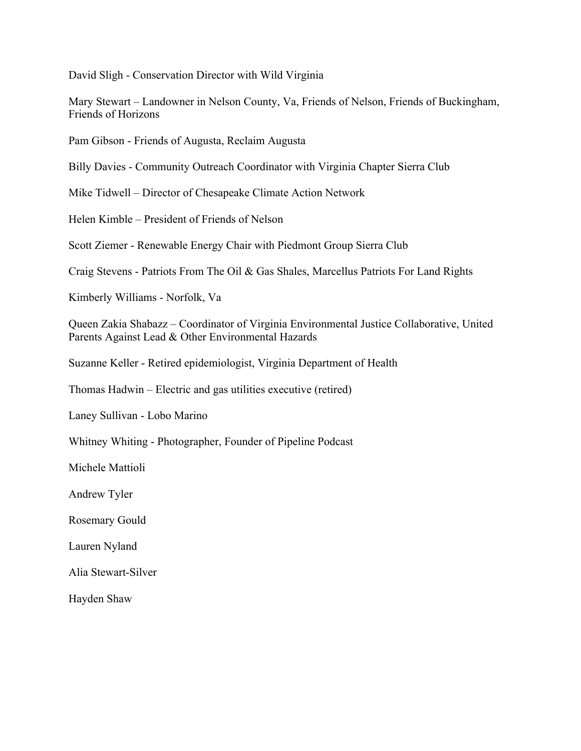David Sligh - Conservation Director with Wild Virginia

Mary Stewart – Landowner in Nelson County, Va, Friends of Nelson, Friends of Buckingham, Friends of Horizons

Pam Gibson - Friends of Augusta, Reclaim Augusta

Billy Davies - Community Outreach Coordinator with Virginia Chapter Sierra Club

Mike Tidwell – Director of Chesapeake Climate Action Network

Helen Kimble – President of Friends of Nelson

Scott Ziemer - Renewable Energy Chair with Piedmont Group Sierra Club

Craig Stevens - Patriots From The Oil & Gas Shales, Marcellus Patriots For Land Rights

Kimberly Williams - Norfolk, Va

Queen Zakia Shabazz – Coordinator of Virginia Environmental Justice Collaborative, United Parents Against Lead & Other Environmental Hazards

Suzanne Keller - Retired epidemiologist, Virginia Department of Health

Thomas Hadwin – Electric and gas utilities executive (retired)

Laney Sullivan - Lobo Marino

Whitney Whiting - Photographer, Founder of Pipeline Podcast

Michele Mattioli

Andrew Tyler

Rosemary Gould

Lauren Nyland

Alia Stewart-Silver

Hayden Shaw